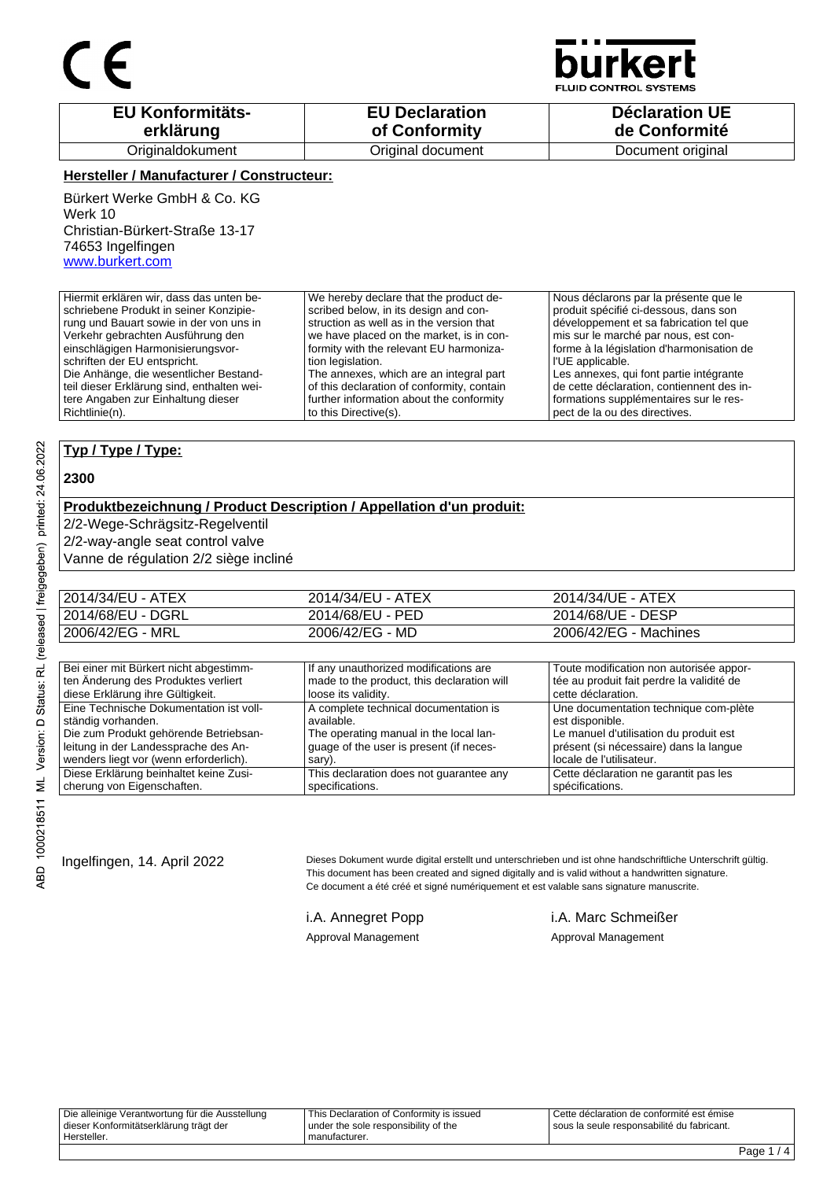CE

bürkert
FLUID CONTROL SYSTEMS

| EU Konformitäts-erklärung | EU Declaration of Conformity | Déclaration UE de Conformité |
|---|---|---|
| Originaldokument | Original document | Document original |

**Hersteller / Manufacturer / Constructeur:**

Bürkert Werke GmbH & Co. KG
Werk 10
Christian-Bürkert-Straße 13-17
74653 Ingelfingen
www.burkert.com

| Hiermit erklären wir, dass das unten beschriebene Produkt in seiner Konzipierung und Bauart sowie in der von uns in Verkehr gebrachten Ausführung den einschlägigen Harmonisierungsvorschriften der EU entspricht. Die Anhänge, die wesentlicher Bestandteil dieser Erklärung sind, enthalten weitere Angaben zur Einhaltung dieser Richtlinie(n). | We hereby declare that the product described below, in its design and construction as well as in the version that we have placed on the market, is in conformity with the relevant EU harmonization legislation. The annexes, which are an integral part of this declaration of conformity, contain further information about the conformity to this Directive(s). | Nous déclarons par la présente que le produit spécifié ci-dessous, dans son développement et sa fabrication tel que mis sur le marché par nous, est conforme à la législation d'harmonisation de l'UE applicable. Les annexes, qui font partie intégrante de cette déclaration, contiennent des informations supplémentaires sur le respect de la ou des directives. |
|---|---|---|

**Typ / Type / Type:**

**2300**

**Produktbezeichnung / Product Description / Appellation d'un produit:**

2/2-Wege-Schrägsitz-Regelventil
2/2-way-angle seat control valve
Vanne de régulation 2/2 siège incliné

| 2014/34/EU - ATEX | 2014/34/EU - ATEX | 2014/34/UE - ATEX |
|---|---|---|
| 2014/68/EU - DGRL | 2014/68/EU - PED | 2014/68/UE - DESP |
| 2006/42/EG - MRL | 2006/42/EG - MD | 2006/42/EG - Machines |

| Bei einer mit Bürkert nicht abgestimmten Änderung des Produktes verliert diese Erklärung ihre Gültigkeit. | If any unauthorized modifications are made to the product, this declaration will loose its validity. | Toute modification non autorisée apportée au produit fait perdre la validité de cette déclaration. |
|---|---|---|
| Eine Technische Dokumentation ist vollständig vorhanden. Die zum Produkt gehörende Betriebsanleitung in der Landessprache des Anwenders liegt vor (wenn erforderlich). | A complete technical documentation is available. The operating manual in the local language of the user is present (if necessary). | Une documentation technique com-plète est disponible. Le manuel d'utilisation du produit est présent (si nécessaire) dans la langue locale de l'utilisateur. |
| Diese Erklärung beinhaltet keine Zusicherung von Eigenschaften. | This declaration does not guarantee any specifications. | Cette déclaration ne garantit pas les spécifications. |

ABD 1000218511 ML Version: D Status: RL (released | freigegeben) printed: 24.06.2022

Ingelfingen, 14. April 2022

Dieses Dokument wurde digital erstellt und unterschrieben und ist ohne handschriftliche Unterschrift gültig.
This document has been created and signed digitally and is valid without a handwritten signature.
Ce document a été créé et signé numériquement et est valable sans signature manuscrite.

i.A. Annegret Popp
Approval Management

i.A. Marc Schmeißer
Approval Management

| Die alleinige Verantwortung für die Ausstellung dieser Konformitätserklärung trägt der Hersteller. | This Declaration of Conformity is issued under the sole responsibility of the manufacturer. | Cette déclaration de conformité est émise sous la seule responsabilité du fabricant. |
|---|---|---|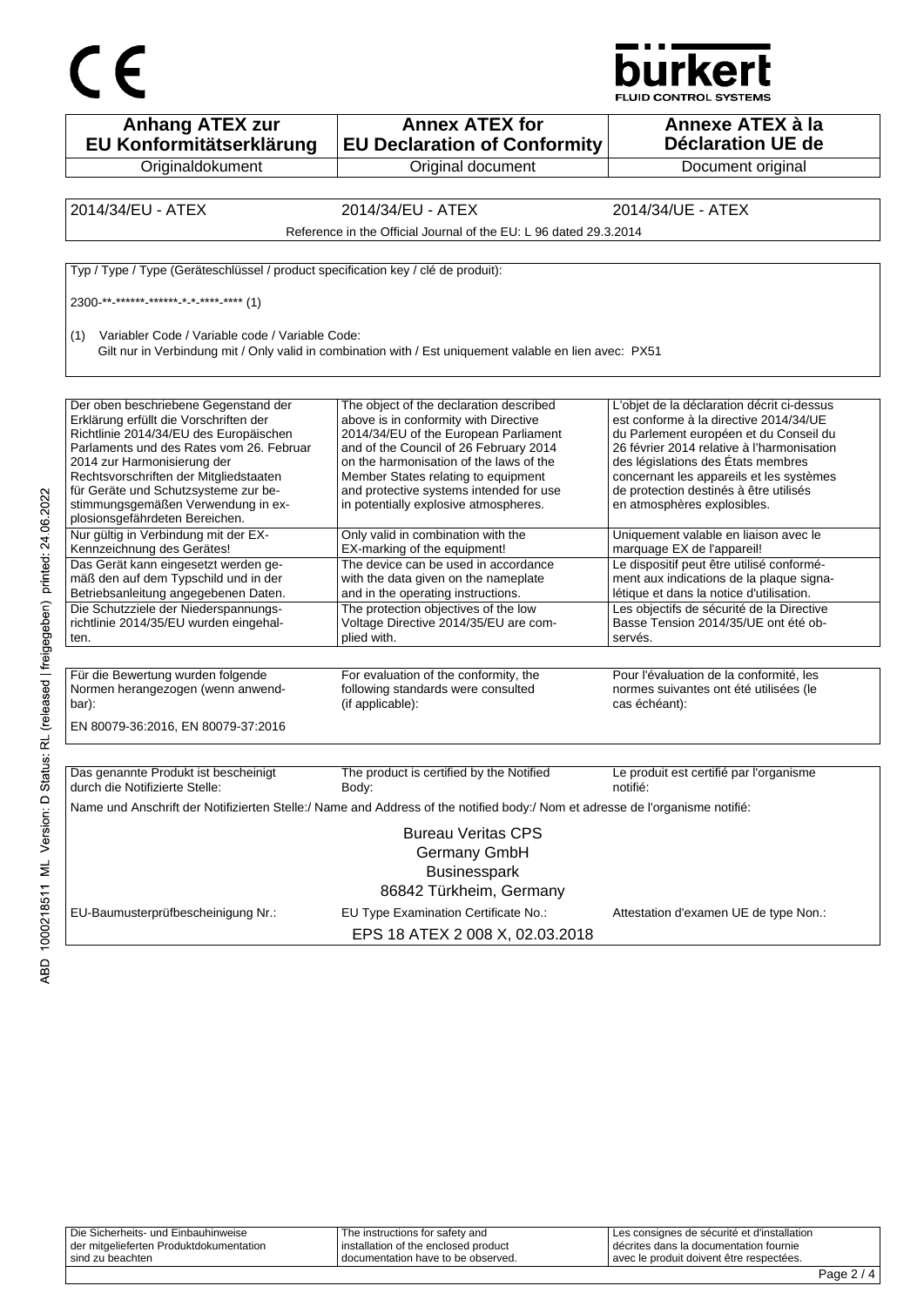CE

bürkert
FLUID CONTROL SYSTEMS

| Anhang ATEX zur EU Konformitätserklärung | Annex ATEX for EU Declaration of Conformity | Annexe ATEX à la Déclaration UE de |
|---|---|---|
| Originaldokument | Original document | Document original |

| 2014/34/EU - ATEX | 2014/34/EU - ATEX | 2014/34/UE - ATEX |
|---|---|---|
| Reference in the Official Journal of the EU: L 96 dated 29.3.2014 | | |

Typ / Type / Type (Geräteschlüssel / product specification key / clé de produit):

2300-**-******-******-*-*-****-**** (1)

(1) Variabler Code / Variable code / Variable Code:
Gilt nur in Verbindung mit / Only valid in combination with / Est uniquement valable en lien avec: PX51

| Der oben beschriebene Gegenstand der Erklärung erfüllt die Vorschriften der Richtlinie 2014/34/EU des Europäischen Parlaments und des Rates vom 26. Februar 2014 zur Harmonisierung der Rechtsvorschriften der Mitgliedstaaten für Geräte und Schutzsysteme zur bestimmungsgemäßen Verwendung in explosionsgefährdeten Bereichen. | The object of the declaration described above is in conformity with Directive 2014/34/EU of the European Parliament and of the Council of 26 February 2014 on the harmonisation of the laws of the Member States relating to equipment and protective systems intended for use in potentially explosive atmospheres. | L'objet de la déclaration décrit ci-dessus est conforme à la directive 2014/34/UE du Parlement européen et du Conseil du 26 février 2014 relative à l'harmonisation des législations des États membres concernant les appareils et les systèmes de protection destinés à être utilisés en atmosphères explosibles. |
|---|---|---|
| Nur gültig in Verbindung mit der EX-Kennzeichnung des Gerätes! | Only valid in combination with the EX-marking of the equipment! | Uniquement valable en liaison avec le marquage EX de l'appareil! |
| Das Gerät kann eingesetzt werden gemäß den auf dem Typschild und in der Betriebsanleitung angegebenen Daten. | The device can be used in accordance with the data given on the nameplate and in the operating instructions. | Le dispositif peut être utilisé conformément aux indications de la plaque signalétique et dans la notice d'utilisation. |
| Die Schutzziele der Niederspannungsrichtlinie 2014/35/EU wurden eingehalten. | The protection objectives of the low Voltage Directive 2014/35/EU are complied with. | Les objectifs de sécurité de la Directive Basse Tension 2014/35/UE ont été observés. |

| Für die Bewertung wurden folgende Normen herangezogen (wenn anwendbar): | For evaluation of the conformity, the following standards were consulted (if applicable): | Pour l'évaluation de la conformité, les normes suivantes ont été utilisées (le cas échéant): |
|---|---|---|

EN 80079-36:2016, EN 80079-37:2016

| Das genannte Produkt ist bescheinigt durch die Notifizierte Stelle: | The product is certified by the Notified Body: | Le produit est certifié par l'organisme notifié: |
|---|---|---|

Name und Anschrift der Notifizierten Stelle:/ Name and Address of the notified body:/ Nom et adresse de l'organisme notifié:

Bureau Veritas CPS
Germany GmbH
Businesspark
86842 Türkheim, Germany

| EU-Baumusterprüfbescheinigung Nr.: | EU Type Examination Certificate No.: | Attestation d'examen UE de type Non.: |
|---|---|---|
| | EPS 18 ATEX 2 008 X, 02.03.2018 | |

ABD 1000218511 ML Version: D Status: RL (released | freigegeben) printed: 24.06.2022

| Die Sicherheits- und Einbauhinweise der mitgelieferten Produktdokumentation sind zu beachten | The instructions for safety and installation of the enclosed product documentation have to be observed. | Les consignes de sécurité et d'installation décrites dans la documentation fournie avec le produit doivent être respectées. |
|---|---|---|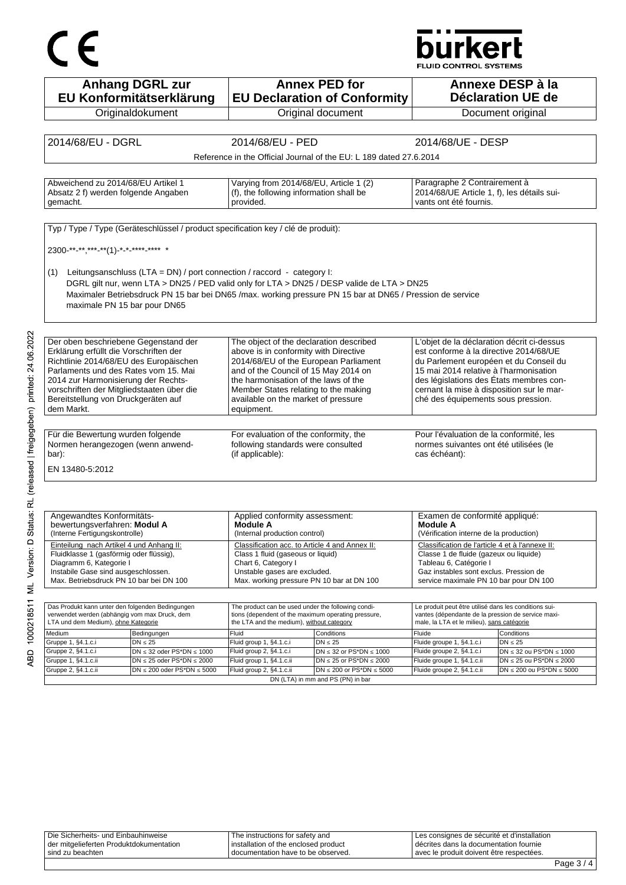CE

bürkert FLUID CONTROL SYSTEMS

| Anhang DGRL zur EU Konformitätserklärung | Annex PED for EU Declaration of Conformity | Annexe DESP à la Déclaration UE de |
|---|---|---|
| Originaldokument | Original document | Document original |

| 2014/68/EU - DGRL | 2014/68/EU - PED | 2014/68/UE - DESP |
|---|---|---|
| | Reference in the Official Journal of the EU: L 189 dated 27.6.2014 | |

| Abweichend zu 2014/68/EU Artikel 1 Absatz 2 f) werden folgende Angaben gemacht. | Varying from 2014/68/EU, Article 1 (2) (f), the following information shall be provided. | Paragraphe 2 Contrairement à 2014/68/UE Article 1, f), les détails suivants ont été fournis. |
|---|---|---|

Typ / Type / Type (Geräteschlüssel / product specification key / clé de produit):

2300-**-**,***-**(1)-*-*-****-**** *

(1) Leitungsanschluss (LTA = DN) / port connection / raccord - category I:
DGRL gilt nur, wenn LTA > DN25 / PED valid only for LTA > DN25 / DESP valide de LTA > DN25
Maximaler Betriebsdruck PN 15 bar bei DN65 /max. working pressure PN 15 bar at DN65 / Pression de service maximale PN 15 bar pour DN65

| Der oben beschriebene Gegenstand der Erklärung erfüllt die Vorschriften der Richtlinie 2014/68/EU des Europäischen Parlaments und des Rates vom 15. Mai 2014 zur Harmonisierung der Rechtsvorschriften der Mitgliedstaaten über die Bereitstellung von Druckgeräten auf dem Markt. | The object of the declaration described above is in conformity with Directive 2014/68/EU of the European Parliament and of the Council of 15 May 2014 on the harmonisation of the laws of the Member States relating to the making available on the market of pressure equipment. | L'objet de la déclaration décrit ci-dessus est conforme à la directive 2014/68/UE du Parlement européen et du Conseil du 15 mai 2014 relative à l'harmonisation des législations des États membres concernant la mise à disposition sur le marché des équipements sous pression. |
|---|---|---|

| Für die Bewertung wurden folgende Normen herangezogen (wenn anwendbar): | For evaluation of the conformity, the following standards were consulted (if applicable): | Pour l'évaluation de la conformité, les normes suivantes ont été utilisées (le cas échéant): |
|---|---|---|

EN 13480-5:2012

| Angewandtes Konformitätsbewertungsverfahren: **Modul A** (Interne Fertigungskontrolle) | Applied conformity assessment: **Module A** (Internal production control) | Examen de conformité appliqué: **Module A** (Vérification interne de la production) |
|---|---|---|
| Einteilung nach Artikel 4 und Anhang II: Fluidklasse 1 (gasförmig oder flüssig), Diagramm 6, Kategorie I Instabile Gase sind ausgeschlossen. Max. Betriebsdruck PN 10 bar bei DN 100 | Classification acc. to Article 4 and Annex II: Class 1 fluid (gaseous or liquid) Chart 6, Category I Unstable gases are excluded. Max. working pressure PN 10 bar at DN 100 | Classification de l'article 4 et à l'annexe II: Classe 1 de fluide (gazeux ou liquide) Tableau 6, Catégorie I Gaz instables sont exclus. Pression de service maximale PN 10 bar pour DN 100 |

| Das Produkt kann unter den folgenden Bedingungen verwendet werden (abhängig vom max Druck, dem LTA und dem Medium), ohne Kategorie | | The product can be used under the following conditions (dependent of the maximum operating pressure, the LTA and the medium), without category | | Le produit peut être utilisé dans les conditions suivantes (dépendante de la pression de service maximale, la LTA et le milieu), sans catégorie | |
|---|---|---|---|---|---|
| Medium | Bedingungen | Fluid | Conditions | Fluide | Conditions |
| Gruppe 1, §4.1.c.i | DN ≤ 25 | Fluid group 1, §4.1.c.i | DN ≤ 25 | Fluide groupe 1, §4.1.c.i | DN ≤ 25 |
| Gruppe 2, §4.1.c.i | DN ≤ 32 oder PS*DN ≤ 1000 | Fluid group 2, §4.1.c.i | DN ≤ 32 or PS*DN ≤ 1000 | Fluide groupe 2, §4.1.c.i | DN ≤ 32 ou PS*DN ≤ 1000 |
| Gruppe 1, §4.1.c.ii | DN ≤ 25 oder PS*DN ≤ 2000 | Fluid group 1, §4.1.c.ii | DN ≤ 25 or PS*DN ≤ 2000 | Fluide groupe 1, §4.1.c.ii | DN ≤ 25 ou PS*DN ≤ 2000 |
| Gruppe 2, §4.1.c.ii | DN ≤ 200 oder PS*DN ≤ 5000 | Fluid group 2, §4.1.c.ii | DN ≤ 200 or PS*DN ≤ 5000 | Fluide groupe 2, §4.1.c.ii | DN ≤ 200 ou PS*DN ≤ 5000 |

DN (LTA) in mm and PS (PN) in bar

| Die Sicherheits- und Einbauhinweise der mitgelieferten Produktdokumentation sind zu beachten | The instructions for safety and installation of the enclosed product documentation have to be observed. | Les consignes de sécurité et d'installation décrites dans la documentation fournie avec le produit doivent être respectées. |
|---|---|---|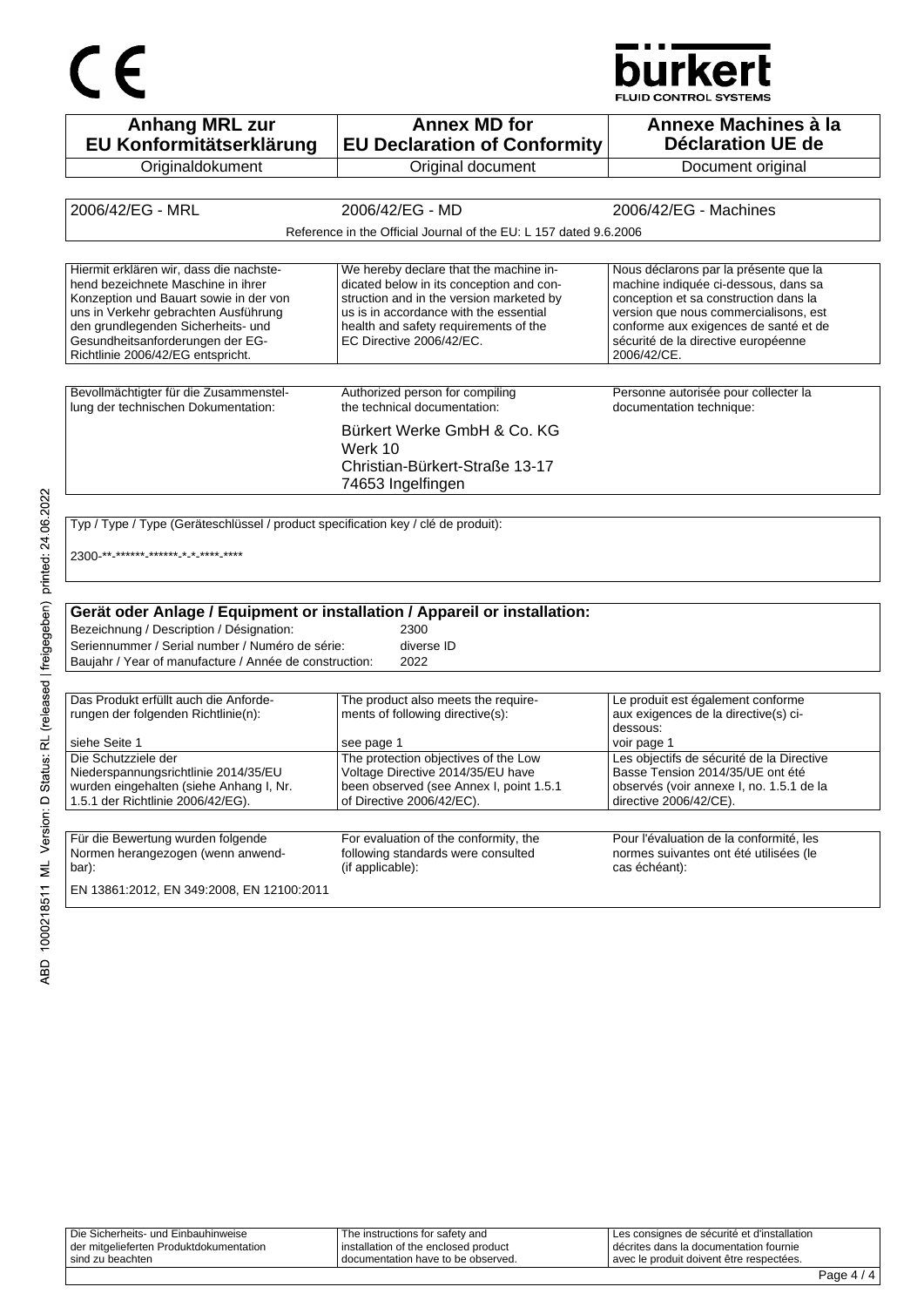| Anhang MRL zur EU Konformitätserklärung | Annex MD for EU Declaration of Conformity | Annexe Machines à la Déclaration UE de |
|---|---|---|
| Originaldokument | Original document | Document original |

| 2006/42/EG - MRL | 2006/42/EG - MD | 2006/42/EG - Machines |
|---|---|---|
| | Reference in the Official Journal of the EU: L 157 dated 9.6.2006 | |

| Hiermit erklären wir, dass die nachstehend bezeichnete Maschine in ihrer Konzeption und Bauart sowie in der von uns in Verkehr gebrachten Ausführung den grundlegenden Sicherheits- und Gesundheitsanforderungen der EG-Richtlinie 2006/42/EG entspricht. | We hereby declare that the machine indicated below in its conception and construction and in the version marketed by us is in accordance with the essential health and safety requirements of the EC Directive 2006/42/EC. | Nous déclarons par la présente que la machine indiquée ci-dessous, dans sa conception et sa construction dans la version que nous commercialisons, est conforme aux exigences de santé et de sécurité de la directive européenne 2006/42/CE. |
|---|---|---|

| Bevollmächtigter für die Zusammenstellung der technischen Dokumentation: | Authorized person for compiling the technical documentation: | Personne autorisée pour collecter la documentation technique: |
|---|---|---|
| | Bürkert Werke GmbH & Co. KG<br>Werk 10<br>Christian-Bürkert-Straße 13-17<br>74653 Ingelfingen | |

Typ / Type / Type (Geräteschlüssel / product specification key / clé de produit):

2300-**-******-******-*-*-****-****

**Gerät oder Anlage / Equipment or installation / Appareil or installation:**

| | |
|---|---|
| Bezeichnung / Description / Désignation: | 2300 |
| Seriennummer / Serial number / Numéro de série: | diverse ID |
| Baujahr / Year of manufacture / Année de construction: | 2022 |

| Das Produkt erfüllt auch die Anforderungen der folgenden Richtlinie(n): | The product also meets the requirements of following directive(s): | Le produit est également conforme aux exigences de la directive(s) ci-dessous: |
|---|---|---|
| siehe Seite 1 | see page 1 | voir page 1 |
| Die Schutzziele der Niederspannungsrichtlinie 2014/35/EU wurden eingehalten (siehe Anhang I, Nr. 1.5.1 der Richtlinie 2006/42/EG). | The protection objectives of the Low Voltage Directive 2014/35/EU have been observed (see Annex I, point 1.5.1 of Directive 2006/42/EC). | Les objectifs de sécurité de la Directive Basse Tension 2014/35/UE ont été observés (voir annexe I, no. 1.5.1 de la directive 2006/42/CE). |

| Für die Bewertung wurden folgende Normen herangezogen (wenn anwendbar): | For evaluation of the conformity, the following standards were consulted (if applicable): | Pour l'évaluation de la conformité, les normes suivantes ont été utilisées (le cas échéant): |
|---|---|---|

EN 13861:2012, EN 349:2008, EN 12100:2011

| Die Sicherheits- und Einbauhinweise der mitgelieferten Produktdokumentation sind zu beachten | The instructions for safety and installation of the enclosed product documentation have to be observed. | Les consignes de sécurité et d'installation décrites dans la documentation fournie avec le produit doivent être respectées. |
|---|---|---|